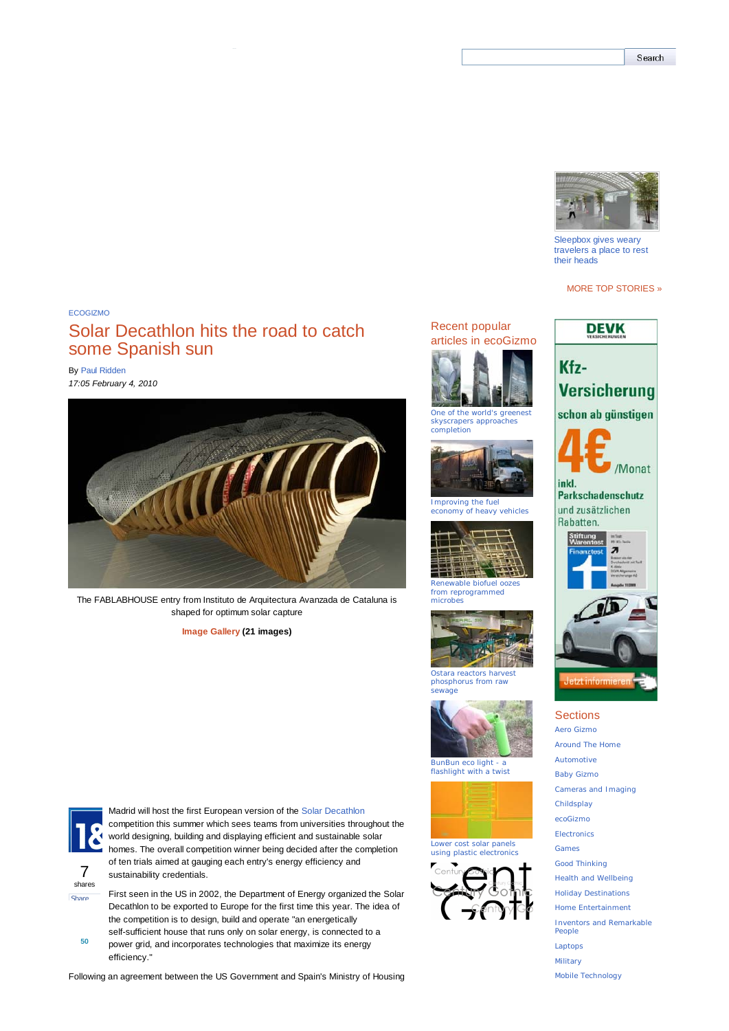Search

Sleepbox gives weary travelers a place to rest their heads

MORE TOP STORIES »

ECOGIZMO

# Solar Decathlon hits the road to catch some Spanish sun

By Paul Ridden

*17:05 February 4, 2010*

The FABLABHOUSE entry from Instituto de Arquitectura Avanzada de Cataluna is shaped for optimum solar capture

**Image Gallery (21 images)**

Madrid will host the first European version of the Solar Decathlon competition this summer which sees teams from universities throughout the world designing, building and displaying efficient and sustainable solar homes. The overall competition winner being decided after the completion of ten trials aimed at gauging each entry's energy efficiency and sustainability credentials.

First seen in the US in 2002, the Department of Energy organized the Solar Decathlon to be exported to Europe for the first time this year. The idea of the competition is to design, build and operate "an energetically self-sufficient house that runs only on solar energy, is connected to a power grid, and incorporates technologies that maximize its energy efficiency."

Following an agreement between the US Government and Spain's Ministry of Housing

7 shares

Share

50

## Recent popular articles in ecoGizmo

- One of the world's greenest skyscrapers approaches completion
- Improving the fuel economy of heavy vehicles
- Renewable biofuel oozes from reprogrammed microbes
- Ostara reactors harvest phosphorus from raw sewage
- BunBun eco light - a flashlight with a twist
- Lower cost solar panels using plastic electronics

## Sections

- Aero Gizmo
- Around The Home
- Automotive
- Baby Gizmo
- Cameras and Imaging
- Childsplay
- ecoGizmo
- Electronics
- Games
- Good Thinking
- Health and Wellbeing
- Holiday Destinations
- Home Entertainment
- Inventors and Remarkable People
- Laptops
- Military
- Mobile Technology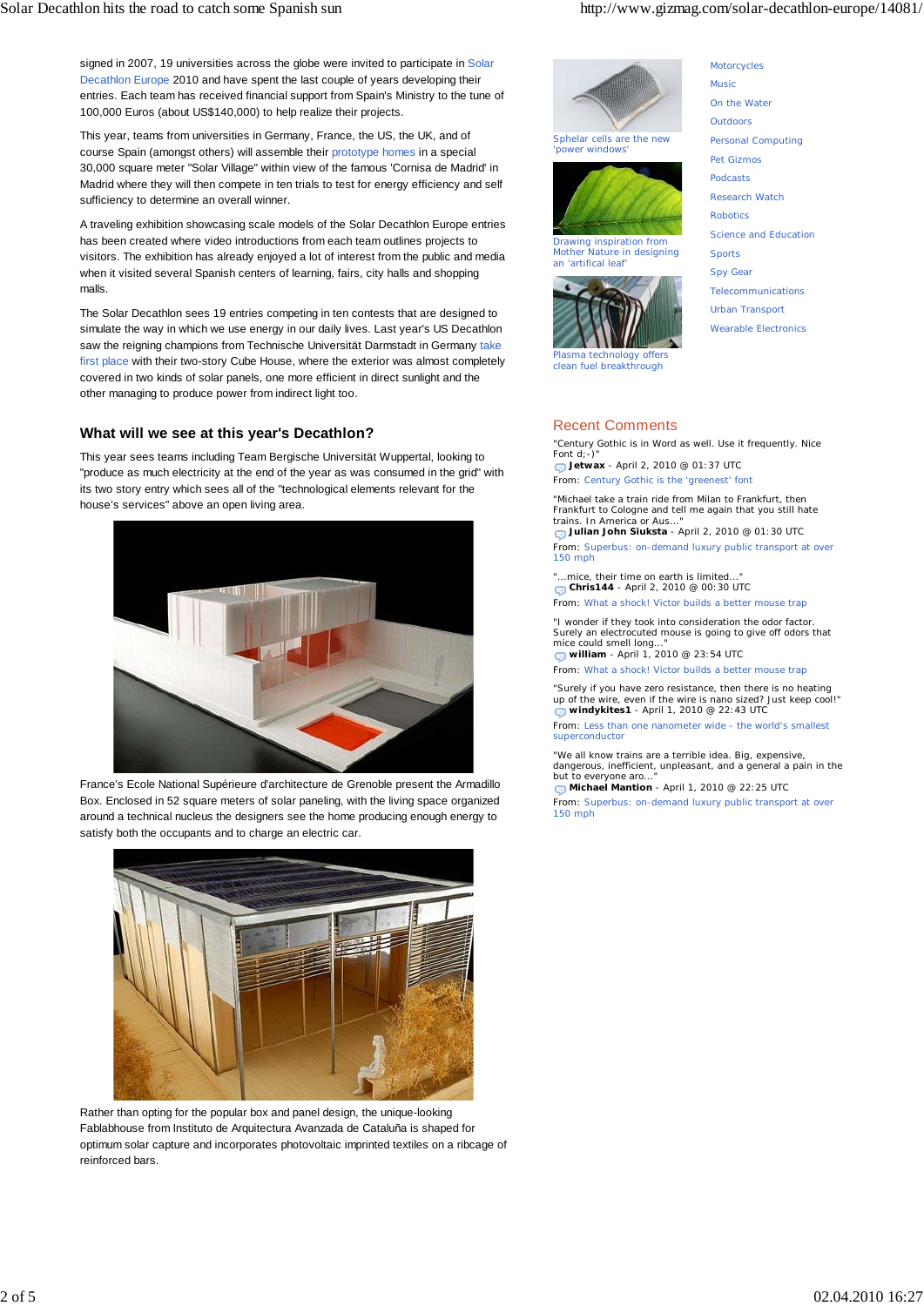signed in 2007, 19 universities across the globe were invited to participate in Solar Decathlon Europe 2010 and have spent the last couple of years developing their entries. Each team has received financial support from Spain's Ministry to the tune of 100,000 Euros (about US$140,000) to help realize their projects.

This year, teams from universities in Germany, France, the US, the UK, and of course Spain (amongst others) will assemble their prototype homes in a special 30,000 square meter "Solar Village" within view of the famous 'Cornisa de Madrid' in Madrid where they will then compete in ten trials to test for energy efficiency and self sufficiency to determine an overall winner.

A traveling exhibition showcasing scale models of the Solar Decathlon Europe entries has been created where video introductions from each team outlines projects to visitors. The exhibition has already enjoyed a lot of interest from the public and media when it visited several Spanish centers of learning, fairs, city halls and shopping malls.

The Solar Decathlon sees 19 entries competing in ten contests that are designed to simulate the way in which we use energy in our daily lives. Last year's US Decathlon saw the reigning champions from Technische Universität Darmstadt in Germany take first place with their two-story Cube House, where the exterior was almost completely covered in two kinds of solar panels, one more efficient in direct sunlight and the other managing to produce power from indirect light too.

## What will we see at this year's Decathlon?

This year sees teams including Team Bergische Universität Wuppertal, looking to "produce as much electricity at the end of the year as was consumed in the grid" with its two story entry which sees all of the "technological elements relevant for the house's services" above an open living area.

France's Ecole National Supérieure d'architecture de Grenoble present the Armadillo Box. Enclosed in 52 square meters of solar paneling, with the living space organized around a technical nucleus the designers see the home producing enough energy to satisfy both the occupants and to charge an electric car.

Rather than opting for the popular box and panel design, the unique-looking Fablabhouse from Instituto de Arquitectura Avanzada de Cataluña is shaped for optimum solar capture and incorporates photovoltaic imprinted textiles on a ribcage of reinforced bars.

Sphelar cells are the new 'power windows'

Drawing inspiration from Mother Nature in designing an 'artifical leaf'

Plasma technology offers clean fuel breakthrough

- Motorcycles
- Music
- On the Water
- Outdoors
- Personal Computing
- Pet Gizmos
- Podcasts
- Research Watch
- Robotics
- Science and Education
- Sports
- Spy Gear
- Telecommunications
- Urban Transport
- Wearable Electronics

## Recent Comments

"Century Gothic is in Word as well. Use it frequently. Nice Font d;-)"
**Jetwax** - April 2, 2010 @ 01:37 UTC
From: Century Gothic is the 'greenest' font

"Michael take a train ride from Milan to Frankfurt, then Frankfurt to Cologne and tell me again that you still hate trains. In America or Aus..."
**Julian John Siuksta** - April 2, 2010 @ 01:30 UTC
From: Superbus: on-demand luxury public transport at over 150 mph

"...mice, their time on earth is limited..."
**Chris144** - April 2, 2010 @ 00:30 UTC
From: What a shock! Victor builds a better mouse trap

"I wonder if they took into consideration the odor factor. Surely an electrocuted mouse is going to give off odors that mice could smell long..."
**william** - April 1, 2010 @ 23:54 UTC
From: What a shock! Victor builds a better mouse trap

"Surely if you have zero resistance, then there is no heating up of the wire, even if the wire is nano sized? Just keep cool!"
**windykites1** - April 1, 2010 @ 22:43 UTC
From: Less than one nanometer wide - the world's smallest superconductor

"We all know trains are a terrible idea. Big, expensive, dangerous, inefficient, unpleasant, and a general a pain in the but to everyone aro..."
**Michael Mantion** - April 1, 2010 @ 22:25 UTC
From: Superbus: on-demand luxury public transport at over 150 mph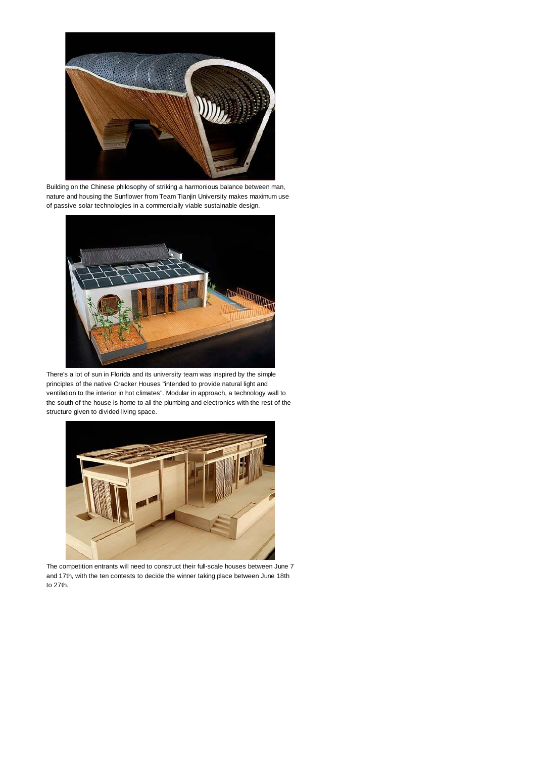Building on the Chinese philosophy of striking a harmonious balance between man, nature and housing the Sunflower from Team Tianjin University makes maximum use of passive solar technologies in a commercially viable sustainable design.

There's a lot of sun in Florida and its university team was inspired by the simple principles of the native Cracker Houses "intended to provide natural light and ventilation to the interior in hot climates". Modular in approach, a technology wall to the south of the house is home to all the plumbing and electronics with the rest of the structure given to divided living space.

The competition entrants will need to construct their full-scale houses between June 7 and 17th, with the ten contests to decide the winner taking place between June 18th to 27th.